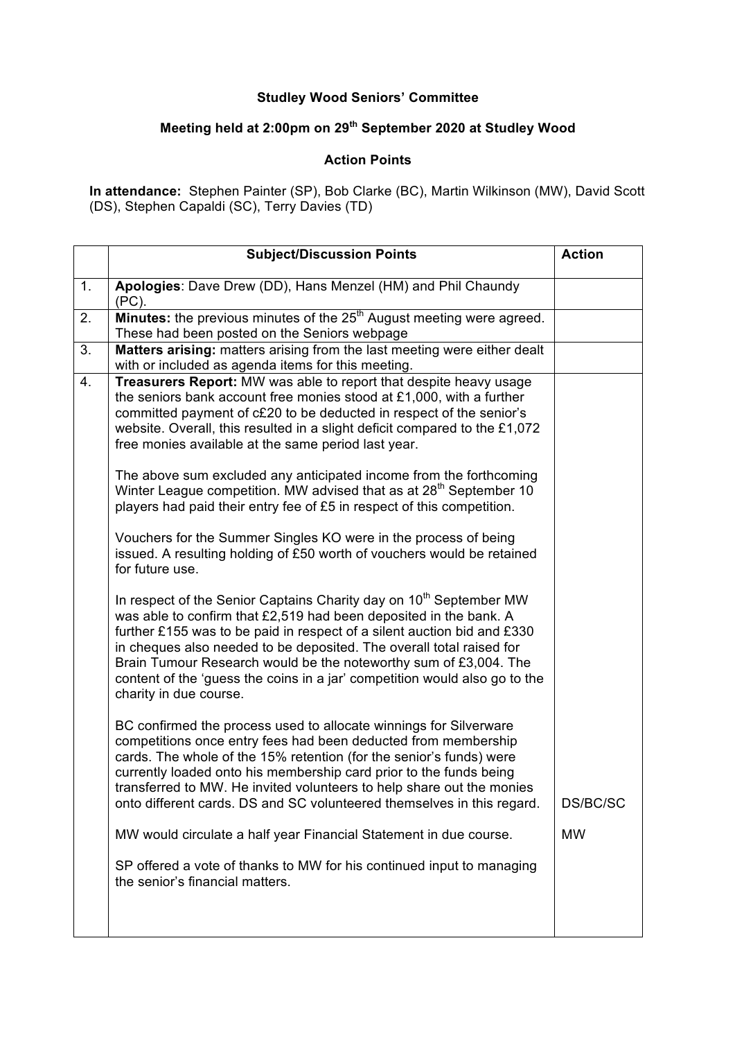**Studley Wood Seniors' Committee**

**Meeting held at 2:00pm on 29th September 2020 at Studley Wood**

**Action Points**

**In attendance:** Stephen Painter (SP), Bob Clarke (BC), Martin Wilkinson (MW), David Scott (DS), Stephen Capaldi (SC), Terry Davies (TD)

| | Subject/Discussion Points | Action |
|---|---|---|
| 1. | **Apologies**: Dave Drew (DD), Hans Menzel (HM) and Phil Chaundy (PC). | |
| 2. | **Minutes:** the previous minutes of the 25th August meeting were agreed. These had been posted on the Seniors webpage | |
| 3. | **Matters arising:** matters arising from the last meeting were either dealt with or included as agenda items for this meeting. | |
| 4. | **Treasurers Report:** MW was able to report that despite heavy usage the seniors bank account free monies stood at £1,000, with a further committed payment of c£20 to be deducted in respect of the senior's website. Overall, this resulted in a slight deficit compared to the £1,072 free monies available at the same period last year.<br><br>The above sum excluded any anticipated income from the forthcoming Winter League competition. MW advised that as at 28th September 10 players had paid their entry fee of £5 in respect of this competition.<br><br>Vouchers for the Summer Singles KO were in the process of being issued. A resulting holding of £50 worth of vouchers would be retained for future use.<br><br>In respect of the Senior Captains Charity day on 10th September MW was able to confirm that £2,519 had been deposited in the bank. A further £155 was to be paid in respect of a silent auction bid and £330 in cheques also needed to be deposited. The overall total raised for Brain Tumour Research would be the noteworthy sum of £3,004. The content of the 'guess the coins in a jar' competition would also go to the charity in due course.<br><br>BC confirmed the process used to allocate winnings for Silverware competitions once entry fees had been deducted from membership cards. The whole of the 15% retention (for the senior's funds) were currently loaded onto his membership card prior to the funds being transferred to MW. He invited volunteers to help share out the monies onto different cards. DS and SC volunteered themselves in this regard.<br><br>MW would circulate a half year Financial Statement in due course.<br><br>SP offered a vote of thanks to MW for his continued input to managing the senior's financial matters. | DS/BC/SC<br><br>MW |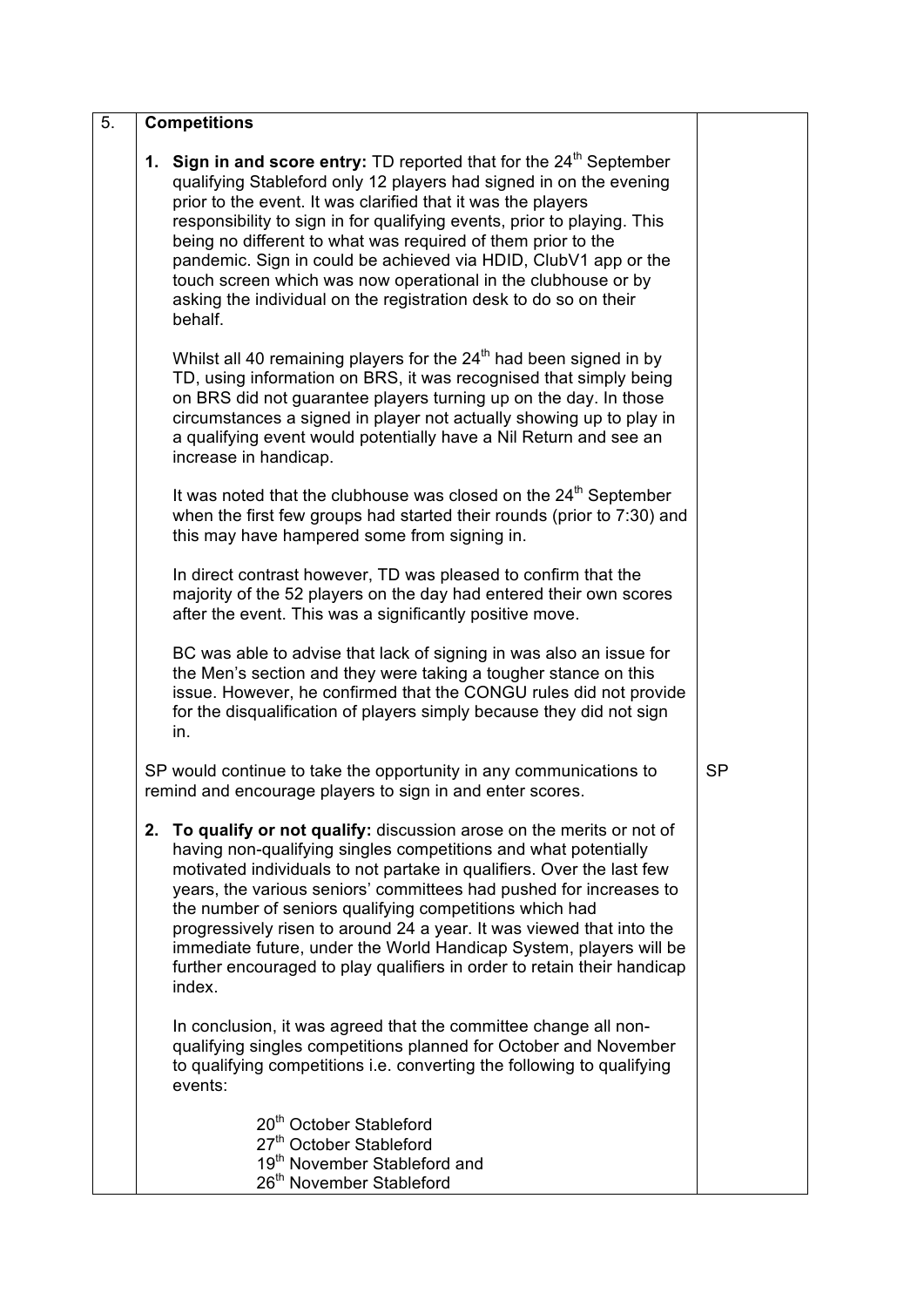| 5. | **Competitions** | |
|---|---|---|
| | **1. Sign in and score entry:** TD reported that for the 24th September qualifying Stableford only 12 players had signed in on the evening prior to the event. It was clarified that it was the players responsibility to sign in for qualifying events, prior to playing. This being no different to what was required of them prior to the pandemic. Sign in could be achieved via HDID, ClubV1 app or the touch screen which was now operational in the clubhouse or by asking the individual on the registration desk to do so on their behalf.<br><br>Whilst all 40 remaining players for the 24th had been signed in by TD, using information on BRS, it was recognised that simply being on BRS did not guarantee players turning up on the day. In those circumstances a signed in player not actually showing up to play in a qualifying event would potentially have a Nil Return and see an increase in handicap.<br><br>It was noted that the clubhouse was closed on the 24th September when the first few groups had started their rounds (prior to 7:30) and this may have hampered some from signing in.<br><br>In direct contrast however, TD was pleased to confirm that the majority of the 52 players on the day had entered their own scores after the event. This was a significantly positive move.<br><br>BC was able to advise that lack of signing in was also an issue for the Men's section and they were taking a tougher stance on this issue. However, he confirmed that the CONGU rules did not provide for the disqualification of players simply because they did not sign in. | |
| | SP would continue to take the opportunity in any communications to remind and encourage players to sign in and enter scores. | SP |
| | **2. To qualify or not qualify:** discussion arose on the merits or not of having non-qualifying singles competitions and what potentially motivated individuals to not partake in qualifiers. Over the last few years, the various seniors' committees had pushed for increases to the number of seniors qualifying competitions which had progressively risen to around 24 a year. It was viewed that into the immediate future, under the World Handicap System, players will be further encouraged to play qualifiers in order to retain their handicap index.<br><br>In conclusion, it was agreed that the committee change all non-qualifying singles competitions planned for October and November to qualifying competitions i.e. converting the following to qualifying events:<br><br>20th October Stableford<br>27th October Stableford<br>19th November Stableford and<br>26th November Stableford | |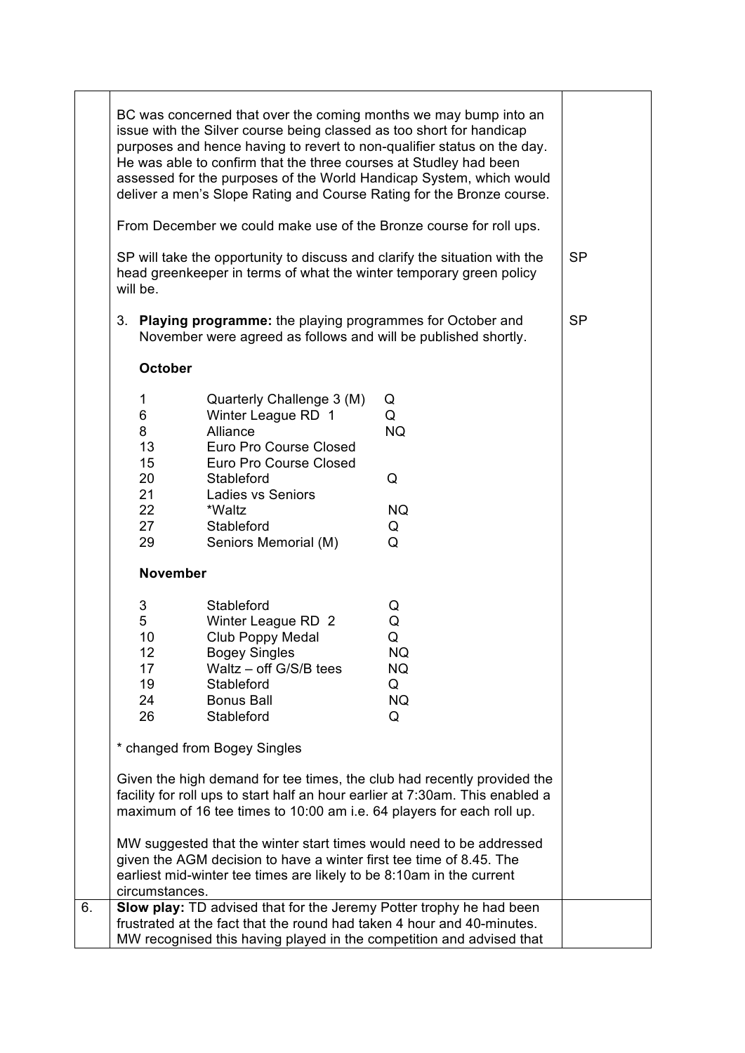| | | |
|---|---|---|
| | BC was concerned that over the coming months we may bump into an issue with the Silver course being classed as too short for handicap purposes and hence having to revert to non-qualifier status on the day. He was able to confirm that the three courses at Studley had been assessed for the purposes of the World Handicap System, which would deliver a men's Slope Rating and Course Rating for the Bronze course.<br><br>From December we could make use of the Bronze course for roll ups.<br><br>SP will take the opportunity to discuss and clarify the situation with the head greenkeeper in terms of what the winter temporary green policy will be. | SP |
| | 3. **Playing programme:** the playing programmes for October and November were agreed as follows and will be published shortly.<br><br>**October**<br><br>1 Quarterly Challenge 3 (M) Q<br>6 Winter League RD 1 Q<br>8 Alliance NQ<br>13 Euro Pro Course Closed<br>15 Euro Pro Course Closed<br>20 Stableford Q<br>21 Ladies vs Seniors<br>22 *Waltz NQ<br>27 Stableford Q<br>29 Seniors Memorial (M) Q<br><br>**November**<br><br>3 Stableford Q<br>5 Winter League RD 2 Q<br>10 Club Poppy Medal Q<br>12 Bogey Singles NQ<br>17 Waltz – off G/S/B tees NQ<br>19 Stableford Q<br>24 Bonus Ball NQ<br>26 Stableford Q<br><br>* changed from Bogey Singles<br><br>Given the high demand for tee times, the club had recently provided the facility for roll ups to start half an hour earlier at 7:30am. This enabled a maximum of 16 tee times to 10:00 am i.e. 64 players for each roll up.<br><br>MW suggested that the winter start times would need to be addressed given the AGM decision to have a winter first tee time of 8.45. The earliest mid-winter tee times are likely to be 8:10am in the current circumstances. | SP |
| 6. | **Slow play:** TD advised that for the Jeremy Potter trophy he had been frustrated at the fact that the round had taken 4 hour and 40-minutes. MW recognised this having played in the competition and advised that | |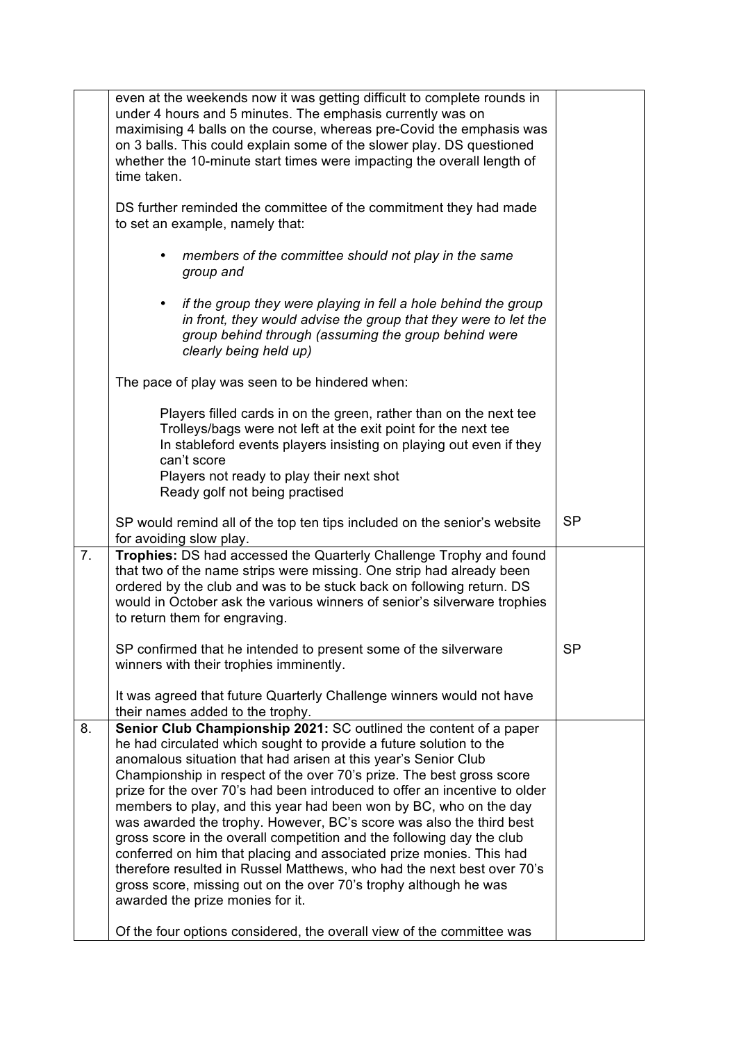| | | |
|---|---|---|
| | even at the weekends now it was getting difficult to complete rounds in under 4 hours and 5 minutes. The emphasis currently was on maximising 4 balls on the course, whereas pre-Covid the emphasis was on 3 balls. This could explain some of the slower play. DS questioned whether the 10-minute start times were impacting the overall length of time taken.<br><br>DS further reminded the committee of the commitment they had made to set an example, namely that:<br><br>• *members of the committee should not play in the same group and*<br><br>• *if the group they were playing in fell a hole behind the group in front, they would advise the group that they were to let the group behind through (assuming the group behind were clearly being held up)*<br><br>The pace of play was seen to be hindered when:<br><br>Players filled cards in on the green, rather than on the next tee<br>Trolleys/bags were not left at the exit point for the next tee<br>In stableford events players insisting on playing out even if they can't score<br>Players not ready to play their next shot<br>Ready golf not being practised<br><br>SP would remind all of the top ten tips included on the senior's website for avoiding slow play. | SP |
| 7. | **Trophies:** DS had accessed the Quarterly Challenge Trophy and found that two of the name strips were missing. One strip had already been ordered by the club and was to be stuck back on following return. DS would in October ask the various winners of senior's silverware trophies to return them for engraving.<br><br>SP confirmed that he intended to present some of the silverware winners with their trophies imminently.<br><br>It was agreed that future Quarterly Challenge winners would not have their names added to the trophy. | SP |
| 8. | **Senior Club Championship 2021:** SC outlined the content of a paper he had circulated which sought to provide a future solution to the anomalous situation that had arisen at this year's Senior Club Championship in respect of the over 70's prize. The best gross score prize for the over 70's had been introduced to offer an incentive to older members to play, and this year had been won by BC, who on the day was awarded the trophy. However, BC's score was also the third best gross score in the overall competition and the following day the club conferred on him that placing and associated prize monies. This had therefore resulted in Russel Matthews, who had the next best over 70's gross score, missing out on the over 70's trophy although he was awarded the prize monies for it.<br><br>Of the four options considered, the overall view of the committee was | |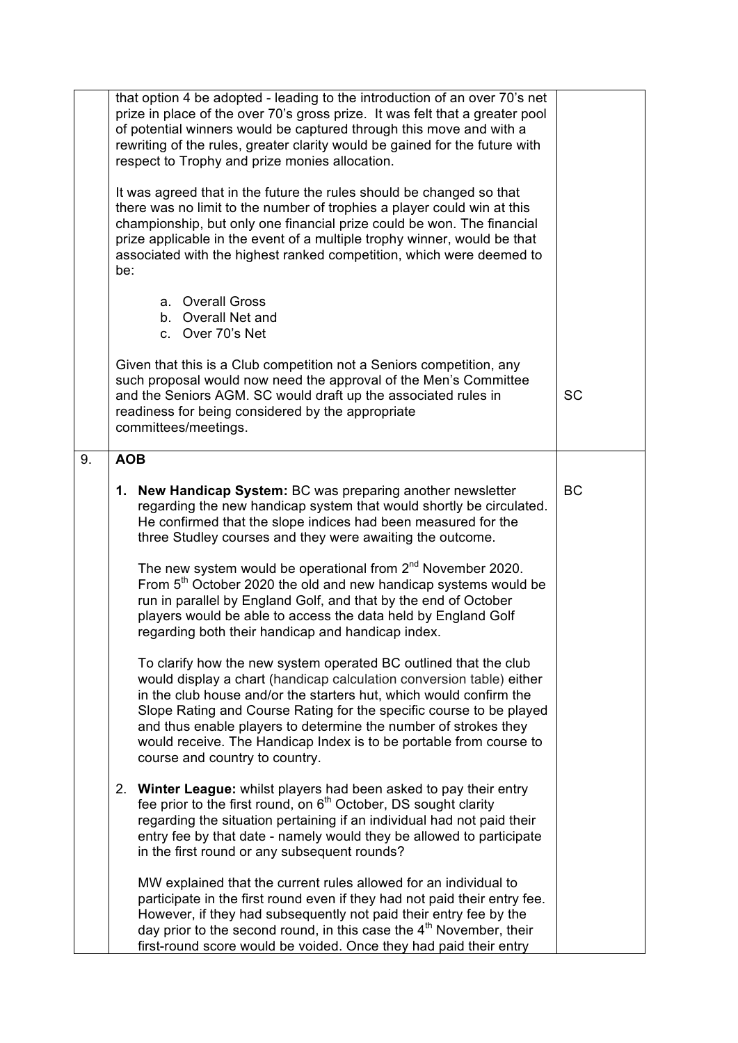| | | |
|---|---|---|
| | that option 4 be adopted - leading to the introduction of an over 70's net prize in place of the over 70's gross prize. It was felt that a greater pool of potential winners would be captured through this move and with a rewriting of the rules, greater clarity would be gained for the future with respect to Trophy and prize monies allocation.<br><br>It was agreed that in the future the rules should be changed so that there was no limit to the number of trophies a player could win at this championship, but only one financial prize could be won. The financial prize applicable in the event of a multiple trophy winner, would be that associated with the highest ranked competition, which were deemed to be:<br><br>a. Overall Gross<br>b. Overall Net and<br>c. Over 70's Net<br><br>Given that this is a Club competition not a Seniors competition, any such proposal would now need the approval of the Men's Committee and the Seniors AGM. SC would draft up the associated rules in readiness for being considered by the appropriate committees/meetings. | SC |
| 9. | **AOB**<br><br>1. **New Handicap System:** BC was preparing another newsletter regarding the new handicap system that would shortly be circulated. He confirmed that the slope indices had been measured for the three Studley courses and they were awaiting the outcome.<br><br>The new system would be operational from 2nd November 2020. From 5th October 2020 the old and new handicap systems would be run in parallel by England Golf, and that by the end of October players would be able to access the data held by England Golf regarding both their handicap and handicap index.<br><br>To clarify how the new system operated BC outlined that the club would display a chart (handicap calculation conversion table) either in the club house and/or the starters hut, which would confirm the Slope Rating and Course Rating for the specific course to be played and thus enable players to determine the number of strokes they would receive. The Handicap Index is to be portable from course to course and country to country.<br><br>2. **Winter League:** whilst players had been asked to pay their entry fee prior to the first round, on 6th October, DS sought clarity regarding the situation pertaining if an individual had not paid their entry fee by that date - namely would they be allowed to participate in the first round or any subsequent rounds?<br><br>MW explained that the current rules allowed for an individual to participate in the first round even if they had not paid their entry fee. However, if they had subsequently not paid their entry fee by the day prior to the second round, in this case the 4th November, their first-round score would be voided. Once they had paid their entry | BC |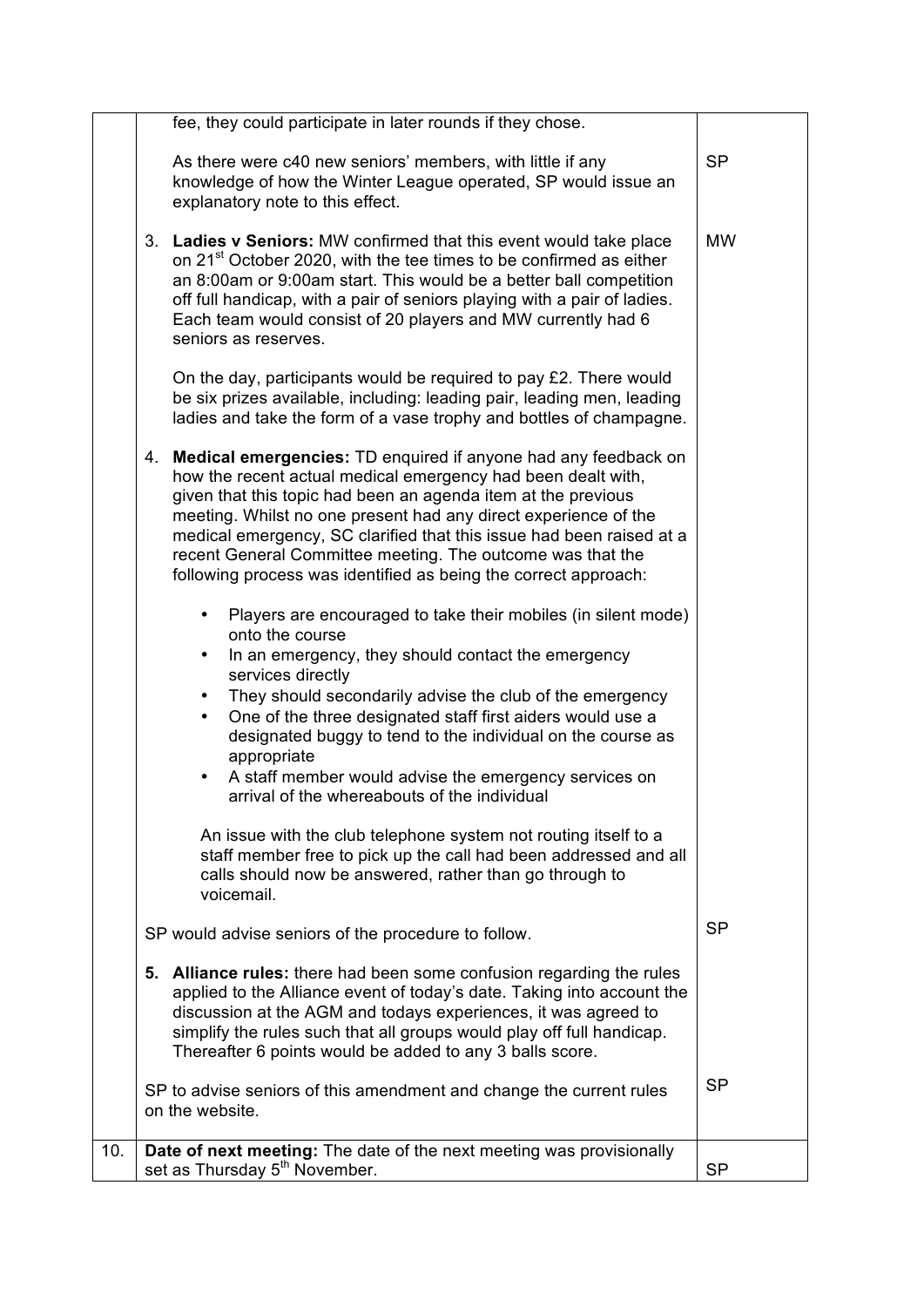| | | |
|---|---|---|
| | fee, they could participate in later rounds if they chose.<br><br>As there were c40 new seniors' members, with little if any knowledge of how the Winter League operated, SP would issue an explanatory note to this effect. | SP |
| | 3. **Ladies v Seniors:** MW confirmed that this event would take place on 21st October 2020, with the tee times to be confirmed as either an 8:00am or 9:00am start. This would be a better ball competition off full handicap, with a pair of seniors playing with a pair of ladies. Each team would consist of 20 players and MW currently had 6 seniors as reserves.<br><br>On the day, participants would be required to pay £2. There would be six prizes available, including: leading pair, leading men, leading ladies and take the form of a vase trophy and bottles of champagne. | MW |
| | 4. **Medical emergencies:** TD enquired if anyone had any feedback on how the recent actual medical emergency had been dealt with, given that this topic had been an agenda item at the previous meeting. Whilst no one present had any direct experience of the medical emergency, SC clarified that this issue had been raised at a recent General Committee meeting. The outcome was that the following process was identified as being the correct approach:<br><br>• Players are encouraged to take their mobiles (in silent mode) onto the course<br>• In an emergency, they should contact the emergency services directly<br>• They should secondarily advise the club of the emergency<br>• One of the three designated staff first aiders would use a designated buggy to tend to the individual on the course as appropriate<br>• A staff member would advise the emergency services on arrival of the whereabouts of the individual<br><br>An issue with the club telephone system not routing itself to a staff member free to pick up the call had been addressed and all calls should now be answered, rather than go through to voicemail.<br><br>SP would advise seniors of the procedure to follow. | SP |
| | 5. **Alliance rules:** there had been some confusion regarding the rules applied to the Alliance event of today's date. Taking into account the discussion at the AGM and todays experiences, it was agreed to simplify the rules such that all groups would play off full handicap. Thereafter 6 points would be added to any 3 balls score.<br><br>SP to advise seniors of this amendment and change the current rules on the website. | SP |
| 10. | **Date of next meeting:** The date of the next meeting was provisionally set as Thursday 5th November. | SP |